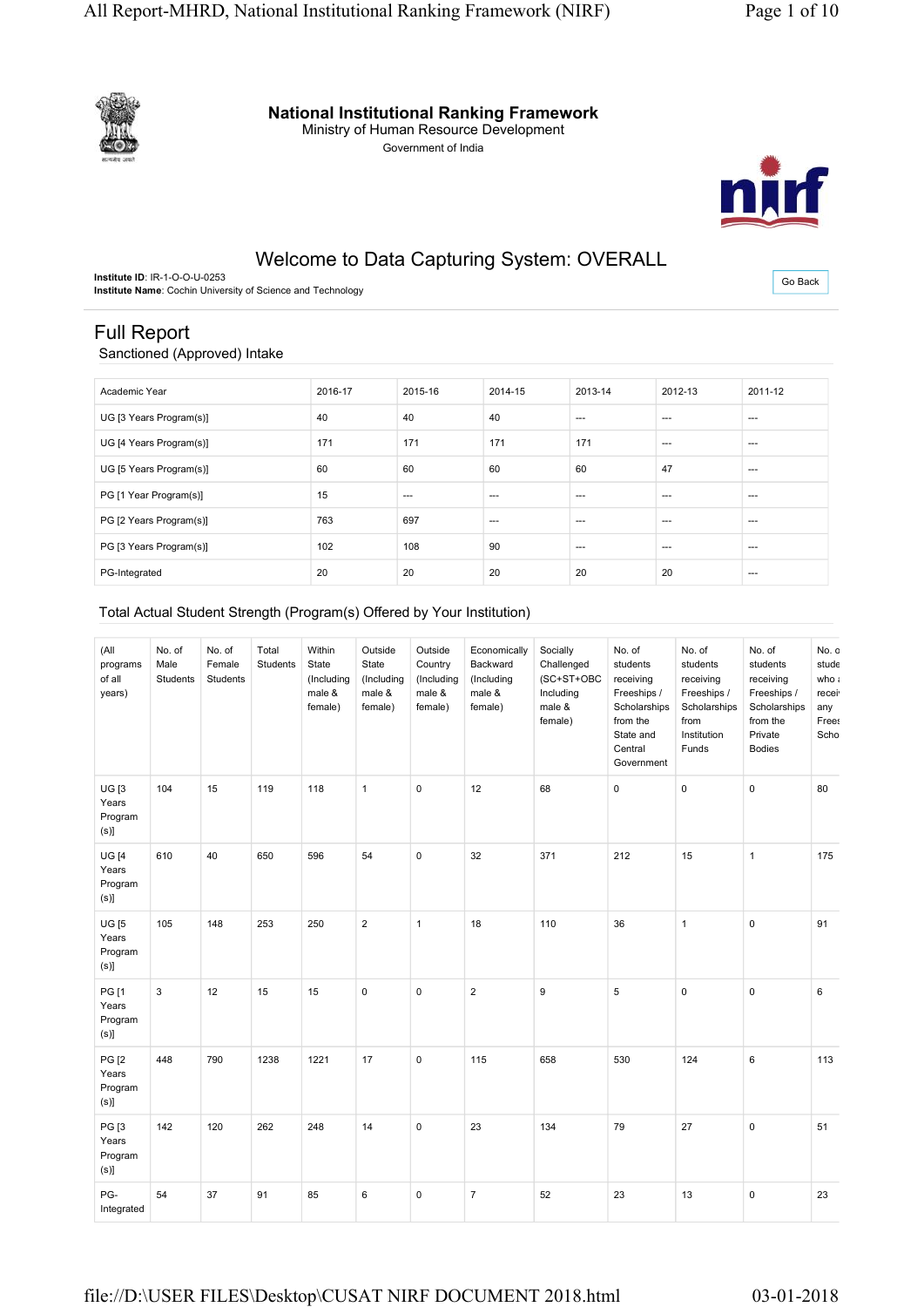# National Institutional Ranking Framework

Ministry of Human Resource Development

Government of India

## Welcome to Data Capturing System: OVERALL

**Institute ID**: IR-1-O-O-U-0253
**Institute Name**: Cochin University of Science and Technology

Go Back

## Full Report

### Sanctioned (Approved) Intake

| Academic Year | 2016-17 | 2015-16 | 2014-15 | 2013-14 | 2012-13 | 2011-12 |
|---|---|---|---|---|---|---|
| UG [3 Years Program(s)] | 40 | 40 | 40 | --- | --- | --- |
| UG [4 Years Program(s)] | 171 | 171 | 171 | 171 | --- | --- |
| UG [5 Years Program(s)] | 60 | 60 | 60 | 60 | 47 | --- |
| PG [1 Year Program(s)] | 15 | --- | --- | --- | --- | --- |
| PG [2 Years Program(s)] | 763 | 697 | --- | --- | --- | --- |
| PG [3 Years Program(s)] | 102 | 108 | 90 | --- | --- | --- |
| PG-Integrated | 20 | 20 | 20 | 20 | 20 | --- |

### Total Actual Student Strength (Program(s) Offered by Your Institution)

| (All programs of all years) | No. of Male Students | No. of Female Students | Total Students | Within State (Including male & female) | Outside State (Including male & female) | Outside Country (Including male & female) | Economically Backward (Including male & female) | Socially Challenged (SC+ST+OBC Including male & female) | No. of students receiving Freeships / Scholarships from the State and Central Government | No. of students receiving Freeships / Scholarships from Institution Funds | No. of students receiving Freeships / Scholarships from the Private Bodies | No. o stude who a recei any Frees Scho |
|---|---|---|---|---|---|---|---|---|---|---|---|---|
| UG [3 Years Program (s)] | 104 | 15 | 119 | 118 | 1 | 0 | 12 | 68 | 0 | 0 | 0 | 80 |
| UG [4 Years Program (s)] | 610 | 40 | 650 | 596 | 54 | 0 | 32 | 371 | 212 | 15 | 1 | 175 |
| UG [5 Years Program (s)] | 105 | 148 | 253 | 250 | 2 | 1 | 18 | 110 | 36 | 1 | 0 | 91 |
| PG [1 Years Program (s)] | 3 | 12 | 15 | 15 | 0 | 0 | 2 | 9 | 5 | 0 | 0 | 6 |
| PG [2 Years Program (s)] | 448 | 790 | 1238 | 1221 | 17 | 0 | 115 | 658 | 530 | 124 | 6 | 113 |
| PG [3 Years Program (s)] | 142 | 120 | 262 | 248 | 14 | 0 | 23 | 134 | 79 | 27 | 0 | 51 |
| PG-Integrated | 54 | 37 | 91 | 85 | 6 | 0 | 7 | 52 | 23 | 13 | 0 | 23 |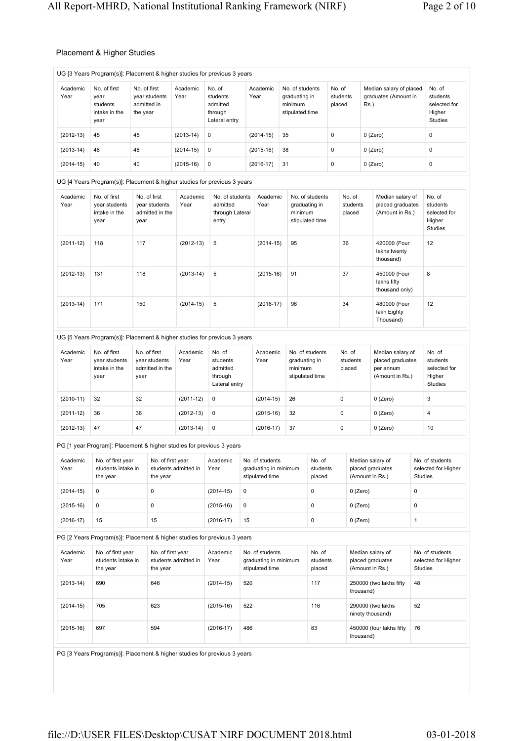## Placement & Higher Studies

UG [3 Years Program(s)]: Placement & higher studies for previous 3 years

| Academic Year | No. of first year students intake in the year | No. of first year students admitted in the year | Academic Year | No. of students admitted through Lateral entry | Academic Year | No. of students graduating in minimum stipulated time | No. of students placed | Median salary of placed graduates (Amount in Rs.) | No. of students selected for Higher Studies |
|---|---|---|---|---|---|---|---|---|---|
| (2012-13) | 45 | 45 | (2013-14) | 0 | (2014-15) | 35 | 0 | 0 (Zero) | 0 |
| (2013-14) | 48 | 48 | (2014-15) | 0 | (2015-16) | 38 | 0 | 0 (Zero) | 0 |
| (2014-15) | 40 | 40 | (2015-16) | 0 | (2016-17) | 31 | 0 | 0 (Zero) | 0 |

UG [4 Years Program(s)]: Placement & higher studies for previous 3 years

| Academic Year | No. of first year students intake in the year | No. of first year students admitted in the year | Academic Year | No. of students admitted through Lateral entry | Academic Year | No. of students graduating in minimum stipulated time | No. of students placed | Median salary of placed graduates (Amount in Rs.) | No. of students selected for Higher Studies |
|---|---|---|---|---|---|---|---|---|---|
| (2011-12) | 118 | 117 | (2012-13) | 5 | (2014-15) | 95 | 36 | 420000 (Four lakhs twenty thousand) | 12 |
| (2012-13) | 131 | 118 | (2013-14) | 5 | (2015-16) | 91 | 37 | 450000 (Four lakhs fifty thousand only) | 8 |
| (2013-14) | 171 | 150 | (2014-15) | 5 | (2016-17) | 96 | 34 | 480000 (Four lakh Eighty Thousand) | 12 |

UG [5 Years Program(s)]: Placement & higher studies for previous 3 years

| Academic Year | No. of first year students intake in the year | No. of first year students admitted in the year | Academic Year | No. of students admitted through Lateral entry | Academic Year | No. of students graduating in minimum stipulated time | No. of students placed | Median salary of placed graduates per annum (Amount in Rs.) | No. of students selected for Higher Studies |
|---|---|---|---|---|---|---|---|---|---|
| (2010-11) | 32 | 32 | (2011-12) | 0 | (2014-15) | 26 | 0 | 0 (Zero) | 3 |
| (2011-12) | 36 | 36 | (2012-13) | 0 | (2015-16) | 32 | 0 | 0 (Zero) | 4 |
| (2012-13) | 47 | 47 | (2013-14) | 0 | (2016-17) | 37 | 0 | 0 (Zero) | 10 |

PG [1 year Program]: Placement & higher studies for previous 3 years

| Academic Year | No. of first year students intake in the year | No. of first year students admitted in the year | Academic Year | No. of students graduating in minimum stipulated time | No. of students placed | Median salary of placed graduates (Amount in Rs.) | No. of students selected for Higher Studies |
|---|---|---|---|---|---|---|---|
| (2014-15) | 0 | 0 | (2014-15) | 0 | 0 | 0 (Zero) | 0 |
| (2015-16) | 0 | 0 | (2015-16) | 0 | 0 | 0 (Zero) | 0 |
| (2016-17) | 15 | 15 | (2016-17) | 15 | 0 | 0 (Zero) | 1 |

PG [2 Years Program(s)]: Placement & higher studies for previous 3 years

| Academic Year | No. of first year students intake in the year | No. of first year students admitted in the year | Academic Year | No. of students graduating in minimum stipulated time | No. of students placed | Median salary of placed graduates (Amount in Rs.) | No. of students selected for Higher Studies |
|---|---|---|---|---|---|---|---|
| (2013-14) | 690 | 646 | (2014-15) | 520 | 117 | 250000 (two lakhs fifty thousand) | 48 |
| (2014-15) | 705 | 623 | (2015-16) | 522 | 116 | 290000 (two lakhs ninety thousand) | 52 |
| (2015-16) | 697 | 594 | (2016-17) | 486 | 83 | 450000 (four lakhs fifty thousand) | 76 |

PG [3 Years Program(s)]: Placement & higher studies for previous 3 years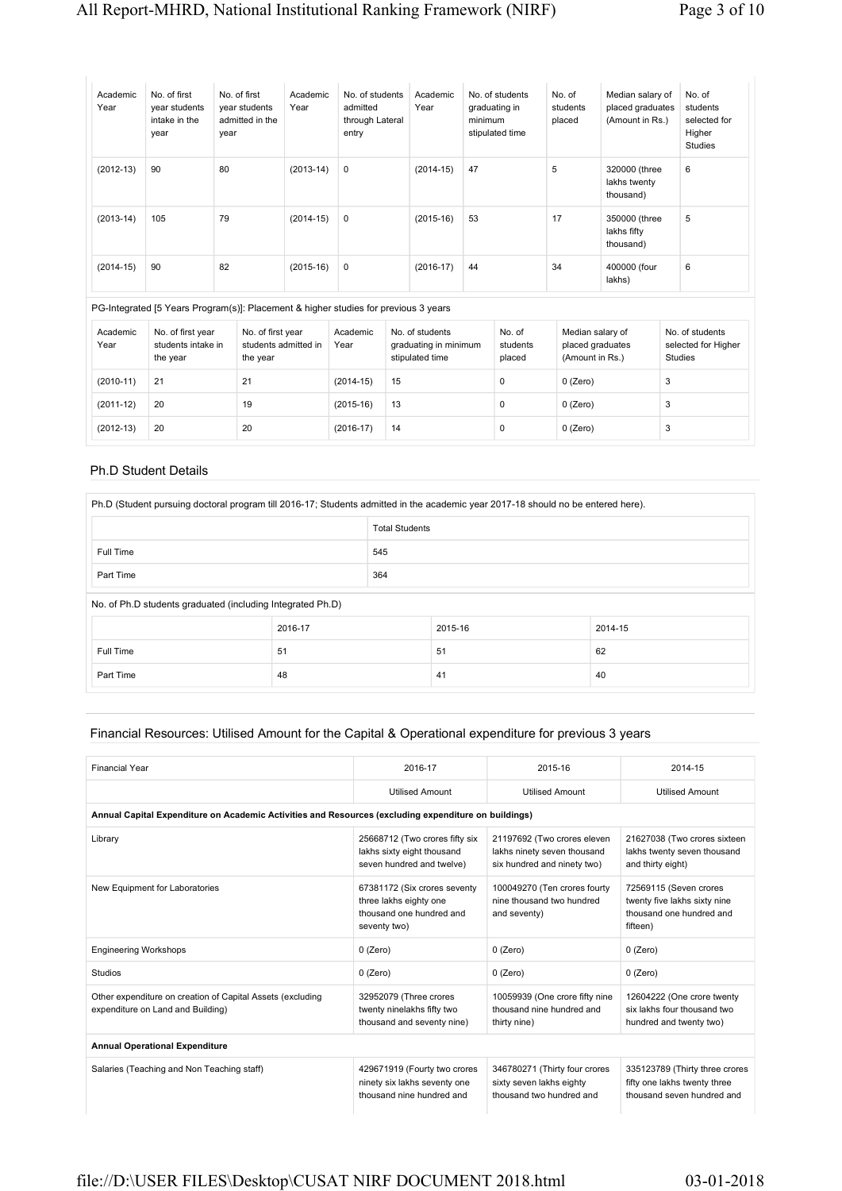| Academic Year | No. of first year students intake in the year | No. of first year students admitted in the year | Academic Year | No. of students admitted through Lateral entry | Academic Year | No. of students graduating in minimum stipulated time | No. of students placed | Median salary of placed graduates (Amount in Rs.) | No. of students selected for Higher Studies |
|---|---|---|---|---|---|---|---|---|---|
| (2012-13) | 90 | 80 | (2013-14) | 0 | (2014-15) | 47 | 5 | 320000 (three lakhs twenty thousand) | 6 |
| (2013-14) | 105 | 79 | (2014-15) | 0 | (2015-16) | 53 | 17 | 350000 (three lakhs fifty thousand) | 5 |
| (2014-15) | 90 | 82 | (2015-16) | 0 | (2016-17) | 44 | 34 | 400000 (four lakhs) | 6 |

PG-Integrated [5 Years Program(s)]: Placement & higher studies for previous 3 years

| Academic Year | No. of first year students intake in the year | No. of first year students admitted in the year | Academic Year | No. of students graduating in minimum stipulated time | No. of students placed | Median salary of placed graduates (Amount in Rs.) | No. of students selected for Higher Studies |
|---|---|---|---|---|---|---|---|
| (2010-11) | 21 | 21 | (2014-15) | 15 | 0 | 0 (Zero) | 3 |
| (2011-12) | 20 | 19 | (2015-16) | 13 | 0 | 0 (Zero) | 3 |
| (2012-13) | 20 | 20 | (2016-17) | 14 | 0 | 0 (Zero) | 3 |

## Ph.D Student Details

Ph.D (Student pursuing doctoral program till 2016-17; Students admitted in the academic year 2017-18 should no be entered here).

| | Total Students |
|---|---|
| Full Time | 545 |
| Part Time | 364 |

No. of Ph.D students graduated (including Integrated Ph.D)

| | 2016-17 | 2015-16 | 2014-15 |
|---|---|---|---|
| Full Time | 51 | 51 | 62 |
| Part Time | 48 | 41 | 40 |

## Financial Resources: Utilised Amount for the Capital & Operational expenditure for previous 3 years

| Financial Year | 2016-17 | 2015-16 | 2014-15 |
|---|---|---|---|
| | Utilised Amount | Utilised Amount | Utilised Amount |
| **Annual Capital Expenditure on Academic Activities and Resources (excluding expenditure on buildings)** | | | |
| Library | 25668712 (Two crores fifty six lakhs sixty eight thousand seven hundred and twelve) | 21197692 (Two crores eleven lakhs ninety seven thousand six hundred and ninety two) | 21627038 (Two crores sixteen lakhs twenty seven thousand and thirty eight) |
| New Equipment for Laboratories | 67381172 (Six crores seventy three lakhs eighty one thousand one hundred and seventy two) | 100049270 (Ten crores fourty nine thousand two hundred and seventy) | 72569115 (Seven crores twenty five lakhs sixty nine thousand one hundred and fifteen) |
| Engineering Workshops | 0 (Zero) | 0 (Zero) | 0 (Zero) |
| Studios | 0 (Zero) | 0 (Zero) | 0 (Zero) |
| Other expenditure on creation of Capital Assets (excluding expenditure on Land and Building) | 32952079 (Three crores twenty ninelakhs fifty two thousand and seventy nine) | 10059939 (One crore fifty nine thousand nine hundred and thirty nine) | 12604222 (One crore twenty six lakhs four thousand two hundred and twenty two) |
| **Annual Operational Expenditure** | | | |
| Salaries (Teaching and Non Teaching staff) | 429671919 (Fourty two crores ninety six lakhs seventy one thousand nine hundred and | 346780271 (Thirty four crores sixty seven lakhs eighty thousand two hundred and | 335123789 (Thirty three crores fifty one lakhs twenty three thousand seven hundred and |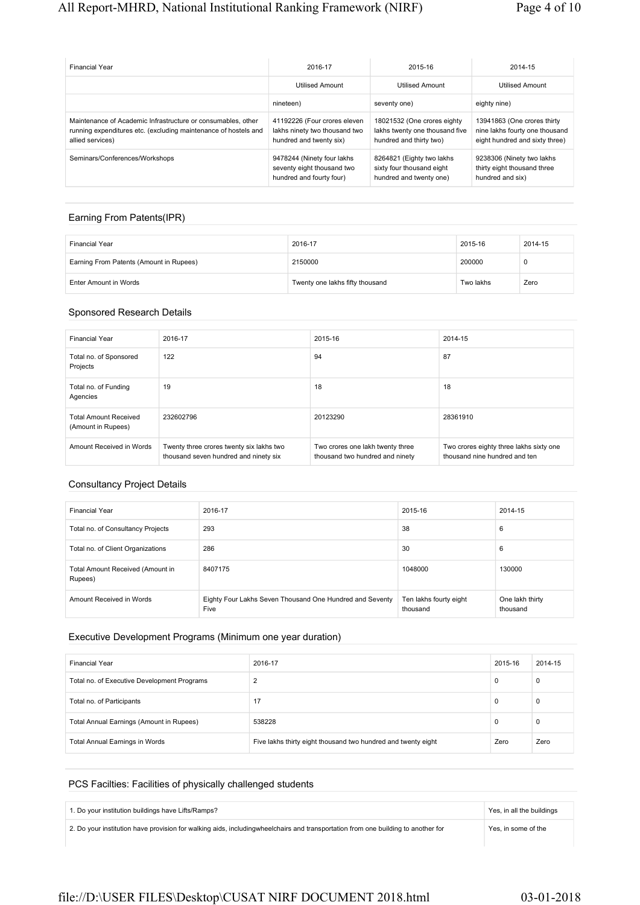| Financial Year | 2016-17 | 2015-16 | 2014-15 |
|---|---|---|---|
| | Utilised Amount | Utilised Amount | Utilised Amount |
| | nineteen) | seventy one) | eighty nine) |
| Maintenance of Academic Infrastructure or consumables, other running expenditures etc. (excluding maintenance of hostels and allied services) | 41192226 (Four crores eleven lakhs ninety two thousand two hundred and twenty six) | 18021532 (One crores eighty lakhs twenty one thousand five hundred and thirty two) | 13941863 (One crores thirty nine lakhs fourty one thousand eight hundred and sixty three) |
| Seminars/Conferences/Workshops | 9478244 (Ninety four lakhs seventy eight thousand two hundred and fourty four) | 8264821 (Eighty two lakhs sixty four thousand eight hundred and twenty one) | 9238306 (Ninety two lakhs thirty eight thousand three hundred and six) |

## Earning From Patents(IPR)

| Financial Year | 2016-17 | 2015-16 | 2014-15 |
|---|---|---|---|
| Earning From Patents (Amount in Rupees) | 2150000 | 200000 | 0 |
| Enter Amount in Words | Twenty one lakhs fifty thousand | Two lakhs | Zero |

## Sponsored Research Details

| Financial Year | 2016-17 | 2015-16 | 2014-15 |
|---|---|---|---|
| Total no. of Sponsored Projects | 122 | 94 | 87 |
| Total no. of Funding Agencies | 19 | 18 | 18 |
| Total Amount Received (Amount in Rupees) | 232602796 | 20123290 | 28361910 |
| Amount Received in Words | Twenty three crores twenty six lakhs two thousand seven hundred and ninety six | Two crores one lakh twenty three thousand two hundred and ninety | Two crores eighty three lakhs sixty one thousand nine hundred and ten |

## Consultancy Project Details

| Financial Year | 2016-17 | 2015-16 | 2014-15 |
|---|---|---|---|
| Total no. of Consultancy Projects | 293 | 38 | 6 |
| Total no. of Client Organizations | 286 | 30 | 6 |
| Total Amount Received (Amount in Rupees) | 8407175 | 1048000 | 130000 |
| Amount Received in Words | Eighty Four Lakhs Seven Thousand One Hundred and Seventy Five | Ten lakhs fourty eight thousand | One lakh thirty thousand |

## Executive Development Programs (Minimum one year duration)

| Financial Year | 2016-17 | 2015-16 | 2014-15 |
|---|---|---|---|
| Total no. of Executive Development Programs | 2 | 0 | 0 |
| Total no. of Participants | 17 | 0 | 0 |
| Total Annual Earnings (Amount in Rupees) | 538228 | 0 | 0 |
| Total Annual Earnings in Words | Five lakhs thirty eight thousand two hundred and twenty eight | Zero | Zero |

## PCS Facilties: Facilities of physically challenged students

| | |
|---|---|
| 1. Do your institution buildings have Lifts/Ramps? | Yes, in all the buildings |
| 2. Do your institution have provision for walking aids, includingwheelchairs and transportation from one building to another for | Yes, in some of the |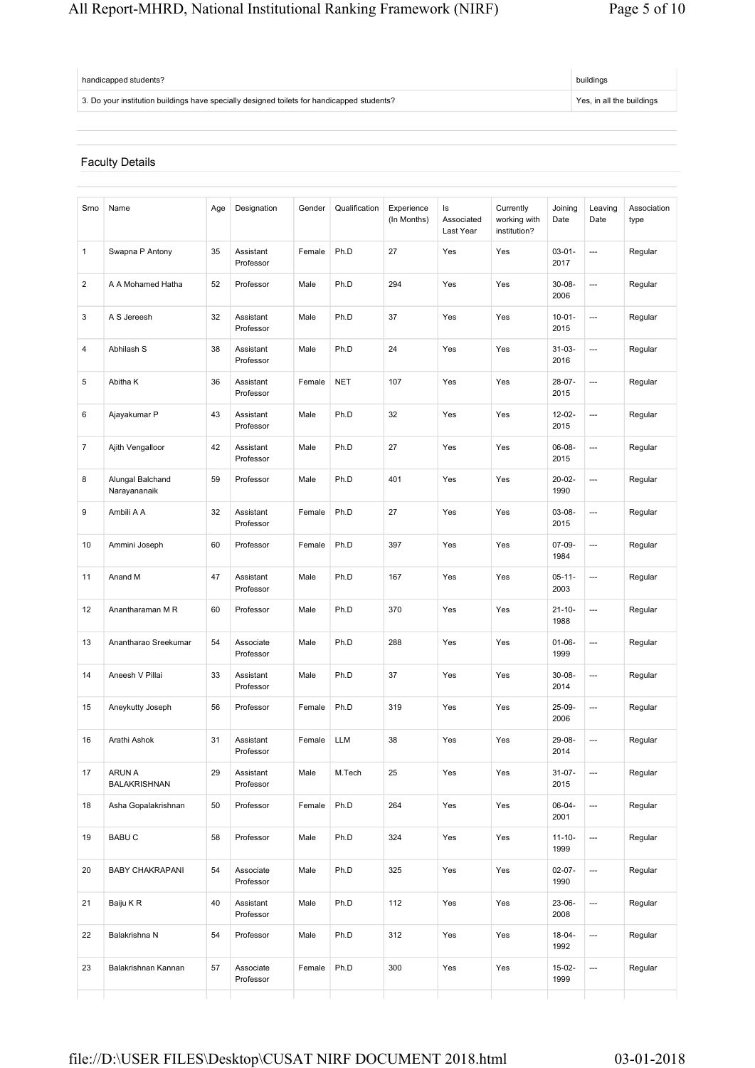| handicapped students? | buildings |
|---|---|
| 3. Do your institution buildings have specially designed toilets for handicapped students? | Yes, in all the buildings |

## Faculty Details

| Srno | Name | Age | Designation | Gender | Qualification | Experience (In Months) | Is Associated Last Year | Currently working with institution? | Joining Date | Leaving Date | Association type |
|---|---|---|---|---|---|---|---|---|---|---|---|
| 1 | Swapna P Antony | 35 | Assistant Professor | Female | Ph.D | 27 | Yes | Yes | 03-01-2017 | --- | Regular |
| 2 | A A Mohamed Hatha | 52 | Professor | Male | Ph.D | 294 | Yes | Yes | 30-08-2006 | --- | Regular |
| 3 | A S Jereesh | 32 | Assistant Professor | Male | Ph.D | 37 | Yes | Yes | 10-01-2015 | --- | Regular |
| 4 | Abhilash S | 38 | Assistant Professor | Male | Ph.D | 24 | Yes | Yes | 31-03-2016 | --- | Regular |
| 5 | Abitha K | 36 | Assistant Professor | Female | NET | 107 | Yes | Yes | 28-07-2015 | --- | Regular |
| 6 | Ajayakumar P | 43 | Assistant Professor | Male | Ph.D | 32 | Yes | Yes | 12-02-2015 | --- | Regular |
| 7 | Ajith Vengalloor | 42 | Assistant Professor | Male | Ph.D | 27 | Yes | Yes | 06-08-2015 | --- | Regular |
| 8 | Alungal Balchand Narayananaik | 59 | Professor | Male | Ph.D | 401 | Yes | Yes | 20-02-1990 | --- | Regular |
| 9 | Ambili A A | 32 | Assistant Professor | Female | Ph.D | 27 | Yes | Yes | 03-08-2015 | --- | Regular |
| 10 | Ammini Joseph | 60 | Professor | Female | Ph.D | 397 | Yes | Yes | 07-09-1984 | --- | Regular |
| 11 | Anand M | 47 | Assistant Professor | Male | Ph.D | 167 | Yes | Yes | 05-11-2003 | --- | Regular |
| 12 | Anantharaman M R | 60 | Professor | Male | Ph.D | 370 | Yes | Yes | 21-10-1988 | --- | Regular |
| 13 | Anantharao Sreekumar | 54 | Associate Professor | Male | Ph.D | 288 | Yes | Yes | 01-06-1999 | --- | Regular |
| 14 | Aneesh V Pillai | 33 | Assistant Professor | Male | Ph.D | 37 | Yes | Yes | 30-08-2014 | --- | Regular |
| 15 | Aneykutty Joseph | 56 | Professor | Female | Ph.D | 319 | Yes | Yes | 25-09-2006 | --- | Regular |
| 16 | Arathi Ashok | 31 | Assistant Professor | Female | LLM | 38 | Yes | Yes | 29-08-2014 | --- | Regular |
| 17 | ARUN A BALAKRISHNAN | 29 | Assistant Professor | Male | M.Tech | 25 | Yes | Yes | 31-07-2015 | --- | Regular |
| 18 | Asha Gopalakrishnan | 50 | Professor | Female | Ph.D | 264 | Yes | Yes | 06-04-2001 | --- | Regular |
| 19 | BABU C | 58 | Professor | Male | Ph.D | 324 | Yes | Yes | 11-10-1999 | --- | Regular |
| 20 | BABY CHAKRAPANI | 54 | Associate Professor | Male | Ph.D | 325 | Yes | Yes | 02-07-1990 | --- | Regular |
| 21 | Baiju K R | 40 | Assistant Professor | Male | Ph.D | 112 | Yes | Yes | 23-06-2008 | --- | Regular |
| 22 | Balakrishna N | 54 | Professor | Male | Ph.D | 312 | Yes | Yes | 18-04-1992 | --- | Regular |
| 23 | Balakrishnan Kannan | 57 | Associate Professor | Female | Ph.D | 300 | Yes | Yes | 15-02-1999 | --- | Regular |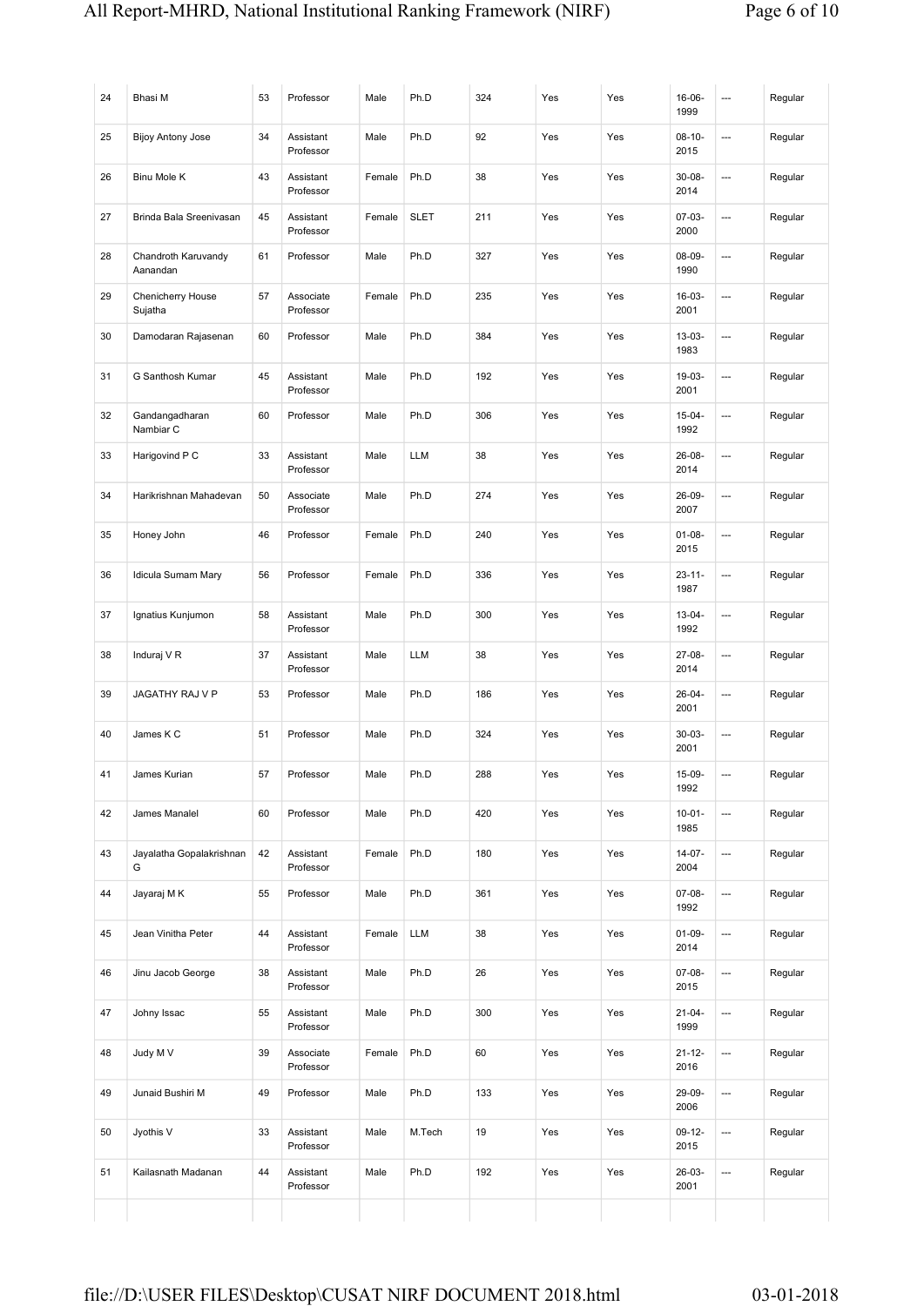| 24 | Bhasi M | 53 | Professor | Male | Ph.D | 324 | Yes | Yes | 16-06-1999 | --- | Regular |
|---|---|---|---|---|---|---|---|---|---|---|---|
| 25 | Bijoy Antony Jose | 34 | Assistant Professor | Male | Ph.D | 92 | Yes | Yes | 08-10-2015 | --- | Regular |
| 26 | Binu Mole K | 43 | Assistant Professor | Female | Ph.D | 38 | Yes | Yes | 30-08-2014 | --- | Regular |
| 27 | Brinda Bala Sreenivasan | 45 | Assistant Professor | Female | SLET | 211 | Yes | Yes | 07-03-2000 | --- | Regular |
| 28 | Chandroth Karuvandy Aanandan | 61 | Professor | Male | Ph.D | 327 | Yes | Yes | 08-09-1990 | --- | Regular |
| 29 | Chenicherry House Sujatha | 57 | Associate Professor | Female | Ph.D | 235 | Yes | Yes | 16-03-2001 | --- | Regular |
| 30 | Damodaran Rajasenan | 60 | Professor | Male | Ph.D | 384 | Yes | Yes | 13-03-1983 | --- | Regular |
| 31 | G Santhosh Kumar | 45 | Assistant Professor | Male | Ph.D | 192 | Yes | Yes | 19-03-2001 | --- | Regular |
| 32 | Gandangadharan Nambiar C | 60 | Professor | Male | Ph.D | 306 | Yes | Yes | 15-04-1992 | --- | Regular |
| 33 | Harigovind P C | 33 | Assistant Professor | Male | LLM | 38 | Yes | Yes | 26-08-2014 | --- | Regular |
| 34 | Harikrishnan Mahadevan | 50 | Associate Professor | Male | Ph.D | 274 | Yes | Yes | 26-09-2007 | --- | Regular |
| 35 | Honey John | 46 | Professor | Female | Ph.D | 240 | Yes | Yes | 01-08-2015 | --- | Regular |
| 36 | Idicula Sumam Mary | 56 | Professor | Female | Ph.D | 336 | Yes | Yes | 23-11-1987 | --- | Regular |
| 37 | Ignatius Kunjumon | 58 | Assistant Professor | Male | Ph.D | 300 | Yes | Yes | 13-04-1992 | --- | Regular |
| 38 | Induraj V R | 37 | Assistant Professor | Male | LLM | 38 | Yes | Yes | 27-08-2014 | --- | Regular |
| 39 | JAGATHY RAJ V P | 53 | Professor | Male | Ph.D | 186 | Yes | Yes | 26-04-2001 | --- | Regular |
| 40 | James K C | 51 | Professor | Male | Ph.D | 324 | Yes | Yes | 30-03-2001 | --- | Regular |
| 41 | James Kurian | 57 | Professor | Male | Ph.D | 288 | Yes | Yes | 15-09-1992 | --- | Regular |
| 42 | James Manalel | 60 | Professor | Male | Ph.D | 420 | Yes | Yes | 10-01-1985 | --- | Regular |
| 43 | Jayalatha Gopalakrishnan G | 42 | Assistant Professor | Female | Ph.D | 180 | Yes | Yes | 14-07-2004 | --- | Regular |
| 44 | Jayaraj M K | 55 | Professor | Male | Ph.D | 361 | Yes | Yes | 07-08-1992 | --- | Regular |
| 45 | Jean Vinitha Peter | 44 | Assistant Professor | Female | LLM | 38 | Yes | Yes | 01-09-2014 | --- | Regular |
| 46 | Jinu Jacob George | 38 | Assistant Professor | Male | Ph.D | 26 | Yes | Yes | 07-08-2015 | --- | Regular |
| 47 | Johny Issac | 55 | Assistant Professor | Male | Ph.D | 300 | Yes | Yes | 21-04-1999 | --- | Regular |
| 48 | Judy M V | 39 | Associate Professor | Female | Ph.D | 60 | Yes | Yes | 21-12-2016 | --- | Regular |
| 49 | Junaid Bushiri M | 49 | Professor | Male | Ph.D | 133 | Yes | Yes | 29-09-2006 | --- | Regular |
| 50 | Jyothis V | 33 | Assistant Professor | Male | M.Tech | 19 | Yes | Yes | 09-12-2015 | --- | Regular |
| 51 | Kailasnath Madanan | 44 | Assistant Professor | Male | Ph.D | 192 | Yes | Yes | 26-03-2001 | --- | Regular |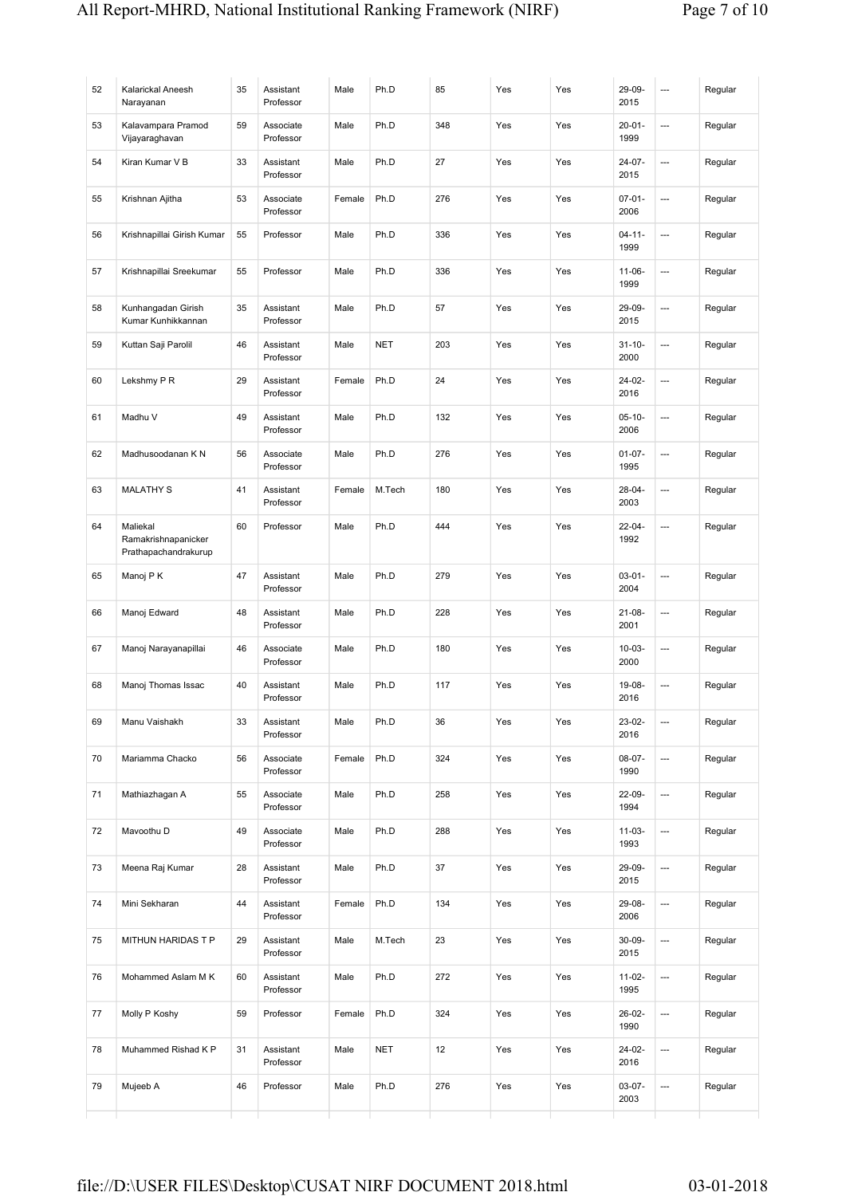| 52 | Kalarickal Aneesh Narayanan | 35 | Assistant Professor | Male | Ph.D | 85 | Yes | Yes | 29-09-2015 | --- | Regular |
|---|---|---|---|---|---|---|---|---|---|---|---|
| 53 | Kalavampara Pramod Vijayaraghavan | 59 | Associate Professor | Male | Ph.D | 348 | Yes | Yes | 20-01-1999 | --- | Regular |
| 54 | Kiran Kumar V B | 33 | Assistant Professor | Male | Ph.D | 27 | Yes | Yes | 24-07-2015 | --- | Regular |
| 55 | Krishnan Ajitha | 53 | Associate Professor | Female | Ph.D | 276 | Yes | Yes | 07-01-2006 | --- | Regular |
| 56 | Krishnapillai Girish Kumar | 55 | Professor | Male | Ph.D | 336 | Yes | Yes | 04-11-1999 | --- | Regular |
| 57 | Krishnapillai Sreekumar | 55 | Professor | Male | Ph.D | 336 | Yes | Yes | 11-06-1999 | --- | Regular |
| 58 | Kunhangadan Girish Kumar Kunhikkannan | 35 | Assistant Professor | Male | Ph.D | 57 | Yes | Yes | 29-09-2015 | --- | Regular |
| 59 | Kuttan Saji Parolil | 46 | Assistant Professor | Male | NET | 203 | Yes | Yes | 31-10-2000 | --- | Regular |
| 60 | Lekshmy P R | 29 | Assistant Professor | Female | Ph.D | 24 | Yes | Yes | 24-02-2016 | --- | Regular |
| 61 | Madhu V | 49 | Assistant Professor | Male | Ph.D | 132 | Yes | Yes | 05-10-2006 | --- | Regular |
| 62 | Madhusoodanan K N | 56 | Associate Professor | Male | Ph.D | 276 | Yes | Yes | 01-07-1995 | --- | Regular |
| 63 | MALATHY S | 41 | Assistant Professor | Female | M.Tech | 180 | Yes | Yes | 28-04-2003 | --- | Regular |
| 64 | Maliekal Ramakrishnapanicker Prathapachandrakurup | 60 | Professor | Male | Ph.D | 444 | Yes | Yes | 22-04-1992 | --- | Regular |
| 65 | Manoj P K | 47 | Assistant Professor | Male | Ph.D | 279 | Yes | Yes | 03-01-2004 | --- | Regular |
| 66 | Manoj Edward | 48 | Assistant Professor | Male | Ph.D | 228 | Yes | Yes | 21-08-2001 | --- | Regular |
| 67 | Manoj Narayanapillai | 46 | Associate Professor | Male | Ph.D | 180 | Yes | Yes | 10-03-2000 | --- | Regular |
| 68 | Manoj Thomas Issac | 40 | Assistant Professor | Male | Ph.D | 117 | Yes | Yes | 19-08-2016 | --- | Regular |
| 69 | Manu Vaishakh | 33 | Assistant Professor | Male | Ph.D | 36 | Yes | Yes | 23-02-2016 | --- | Regular |
| 70 | Mariamma Chacko | 56 | Associate Professor | Female | Ph.D | 324 | Yes | Yes | 08-07-1990 | --- | Regular |
| 71 | Mathiazhagan A | 55 | Associate Professor | Male | Ph.D | 258 | Yes | Yes | 22-09-1994 | --- | Regular |
| 72 | Mavoothu D | 49 | Associate Professor | Male | Ph.D | 288 | Yes | Yes | 11-03-1993 | --- | Regular |
| 73 | Meena Raj Kumar | 28 | Assistant Professor | Male | Ph.D | 37 | Yes | Yes | 29-09-2015 | --- | Regular |
| 74 | Mini Sekharan | 44 | Assistant Professor | Female | Ph.D | 134 | Yes | Yes | 29-08-2006 | --- | Regular |
| 75 | MITHUN HARIDAS T P | 29 | Assistant Professor | Male | M.Tech | 23 | Yes | Yes | 30-09-2015 | --- | Regular |
| 76 | Mohammed Aslam M K | 60 | Assistant Professor | Male | Ph.D | 272 | Yes | Yes | 11-02-1995 | --- | Regular |
| 77 | Molly P Koshy | 59 | Professor | Female | Ph.D | 324 | Yes | Yes | 26-02-1990 | --- | Regular |
| 78 | Muhammed Rishad K P | 31 | Assistant Professor | Male | NET | 12 | Yes | Yes | 24-02-2016 | --- | Regular |
| 79 | Mujeeb A | 46 | Professor | Male | Ph.D | 276 | Yes | Yes | 03-07-2003 | --- | Regular |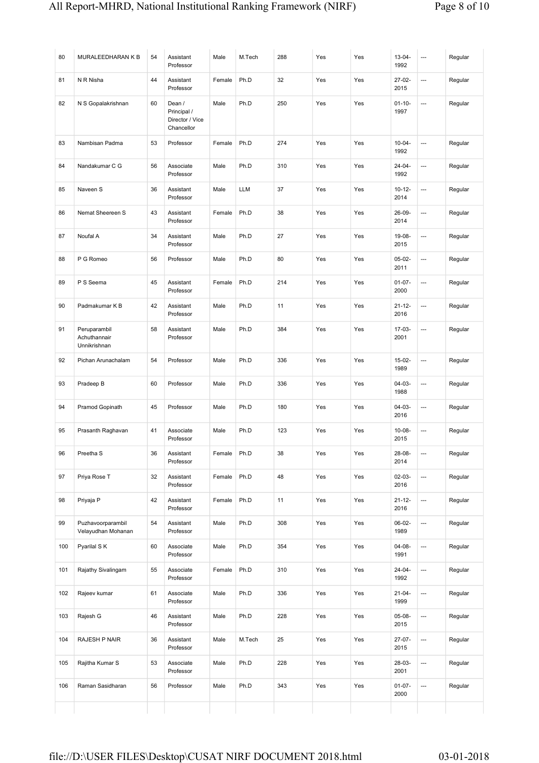| 80 | MURALEEDHARAN K B | 54 | Assistant Professor | Male | M.Tech | 288 | Yes | Yes | 13-04-1992 | --- | Regular |
|---|---|---|---|---|---|---|---|---|---|---|---|
| 81 | N R Nisha | 44 | Assistant Professor | Female | Ph.D | 32 | Yes | Yes | 27-02-2015 | --- | Regular |
| 82 | N S Gopalakrishnan | 60 | Dean / Principal / Director / Vice Chancellor | Male | Ph.D | 250 | Yes | Yes | 01-10-1997 | --- | Regular |
| 83 | Nambisan Padma | 53 | Professor | Female | Ph.D | 274 | Yes | Yes | 10-04-1992 | --- | Regular |
| 84 | Nandakumar C G | 56 | Associate Professor | Male | Ph.D | 310 | Yes | Yes | 24-04-1992 | --- | Regular |
| 85 | Naveen S | 36 | Assistant Professor | Male | LLM | 37 | Yes | Yes | 10-12-2014 | --- | Regular |
| 86 | Nemat Sheereen S | 43 | Assistant Professor | Female | Ph.D | 38 | Yes | Yes | 26-09-2014 | --- | Regular |
| 87 | Noufal A | 34 | Assistant Professor | Male | Ph.D | 27 | Yes | Yes | 19-08-2015 | --- | Regular |
| 88 | P G Romeo | 56 | Professor | Male | Ph.D | 80 | Yes | Yes | 05-02-2011 | --- | Regular |
| 89 | P S Seema | 45 | Assistant Professor | Female | Ph.D | 214 | Yes | Yes | 01-07-2000 | --- | Regular |
| 90 | Padmakumar K B | 42 | Assistant Professor | Male | Ph.D | 11 | Yes | Yes | 21-12-2016 | --- | Regular |
| 91 | Peruparambil Achuthannair Unnikrishnan | 58 | Assistant Professor | Male | Ph.D | 384 | Yes | Yes | 17-03-2001 | --- | Regular |
| 92 | Pichan Arunachalam | 54 | Professor | Male | Ph.D | 336 | Yes | Yes | 15-02-1989 | --- | Regular |
| 93 | Pradeep B | 60 | Professor | Male | Ph.D | 336 | Yes | Yes | 04-03-1988 | --- | Regular |
| 94 | Pramod Gopinath | 45 | Professor | Male | Ph.D | 180 | Yes | Yes | 04-03-2016 | --- | Regular |
| 95 | Prasanth Raghavan | 41 | Associate Professor | Male | Ph.D | 123 | Yes | Yes | 10-08-2015 | --- | Regular |
| 96 | Preetha S | 36 | Assistant Professor | Female | Ph.D | 38 | Yes | Yes | 28-08-2014 | --- | Regular |
| 97 | Priya Rose T | 32 | Assistant Professor | Female | Ph.D | 48 | Yes | Yes | 02-03-2016 | --- | Regular |
| 98 | Priyaja P | 42 | Assistant Professor | Female | Ph.D | 11 | Yes | Yes | 21-12-2016 | --- | Regular |
| 99 | Puzhavoorparambil Velayudhan Mohanan | 54 | Assistant Professor | Male | Ph.D | 308 | Yes | Yes | 06-02-1989 | --- | Regular |
| 100 | Pyarilal S K | 60 | Associate Professor | Male | Ph.D | 354 | Yes | Yes | 04-08-1991 | --- | Regular |
| 101 | Rajathy Sivalingam | 55 | Associate Professor | Female | Ph.D | 310 | Yes | Yes | 24-04-1992 | --- | Regular |
| 102 | Rajeev kumar | 61 | Associate Professor | Male | Ph.D | 336 | Yes | Yes | 21-04-1999 | --- | Regular |
| 103 | Rajesh G | 46 | Assistant Professor | Male | Ph.D | 228 | Yes | Yes | 05-08-2015 | --- | Regular |
| 104 | RAJESH P NAIR | 36 | Assistant Professor | Male | M.Tech | 25 | Yes | Yes | 27-07-2015 | --- | Regular |
| 105 | Rajitha Kumar S | 53 | Associate Professor | Male | Ph.D | 228 | Yes | Yes | 28-03-2001 | --- | Regular |
| 106 | Raman Sasidharan | 56 | Professor | Male | Ph.D | 343 | Yes | Yes | 01-07-2000 | --- | Regular |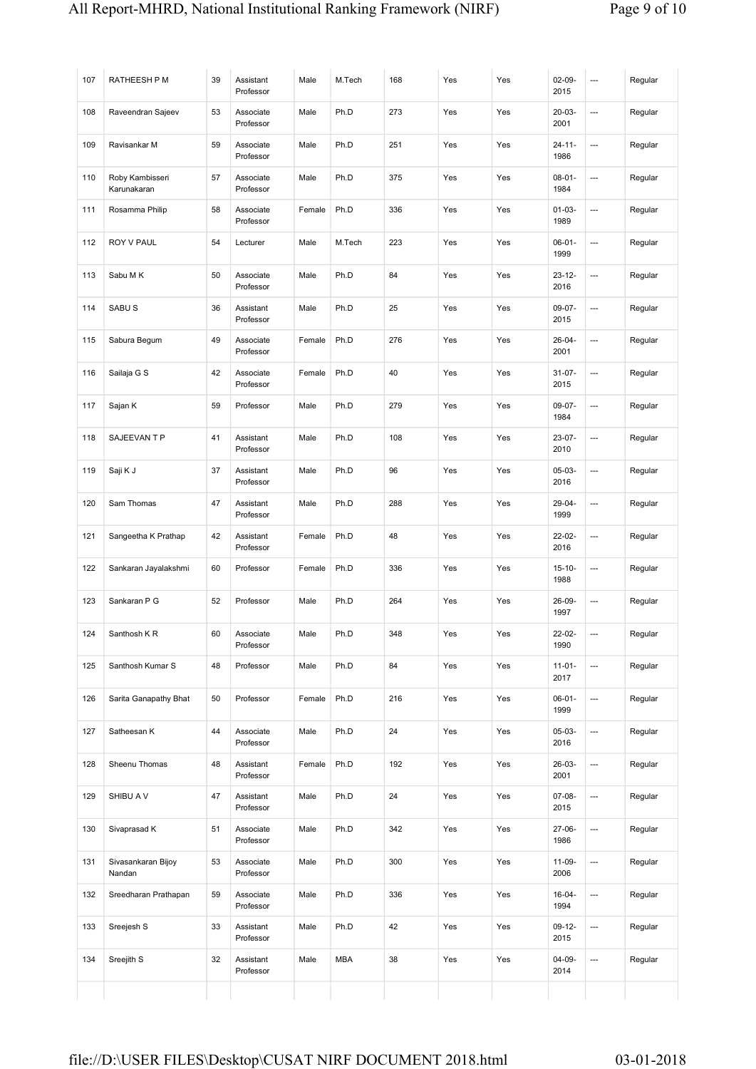| 107 | RATHEESH P M | 39 | Assistant Professor | Male | M.Tech | 168 | Yes | Yes | 02-09-2015 | --- | Regular |
|---|---|---|---|---|---|---|---|---|---|---|---|
| 108 | Raveendran Sajeev | 53 | Associate Professor | Male | Ph.D | 273 | Yes | Yes | 20-03-2001 | --- | Regular |
| 109 | Ravisankar M | 59 | Associate Professor | Male | Ph.D | 251 | Yes | Yes | 24-11-1986 | --- | Regular |
| 110 | Roby Kambisseri Karunakaran | 57 | Associate Professor | Male | Ph.D | 375 | Yes | Yes | 08-01-1984 | --- | Regular |
| 111 | Rosamma Philip | 58 | Associate Professor | Female | Ph.D | 336 | Yes | Yes | 01-03-1989 | --- | Regular |
| 112 | ROY V PAUL | 54 | Lecturer | Male | M.Tech | 223 | Yes | Yes | 06-01-1999 | --- | Regular |
| 113 | Sabu M K | 50 | Associate Professor | Male | Ph.D | 84 | Yes | Yes | 23-12-2016 | --- | Regular |
| 114 | SABU S | 36 | Assistant Professor | Male | Ph.D | 25 | Yes | Yes | 09-07-2015 | --- | Regular |
| 115 | Sabura Begum | 49 | Associate Professor | Female | Ph.D | 276 | Yes | Yes | 26-04-2001 | --- | Regular |
| 116 | Sailaja G S | 42 | Associate Professor | Female | Ph.D | 40 | Yes | Yes | 31-07-2015 | --- | Regular |
| 117 | Sajan K | 59 | Professor | Male | Ph.D | 279 | Yes | Yes | 09-07-1984 | --- | Regular |
| 118 | SAJEEVAN T P | 41 | Assistant Professor | Male | Ph.D | 108 | Yes | Yes | 23-07-2010 | --- | Regular |
| 119 | Saji K J | 37 | Assistant Professor | Male | Ph.D | 96 | Yes | Yes | 05-03-2016 | --- | Regular |
| 120 | Sam Thomas | 47 | Assistant Professor | Male | Ph.D | 288 | Yes | Yes | 29-04-1999 | --- | Regular |
| 121 | Sangeetha K Prathap | 42 | Assistant Professor | Female | Ph.D | 48 | Yes | Yes | 22-02-2016 | --- | Regular |
| 122 | Sankaran Jayalakshmi | 60 | Professor | Female | Ph.D | 336 | Yes | Yes | 15-10-1988 | --- | Regular |
| 123 | Sankaran P G | 52 | Professor | Male | Ph.D | 264 | Yes | Yes | 26-09-1997 | --- | Regular |
| 124 | Santhosh K R | 60 | Associate Professor | Male | Ph.D | 348 | Yes | Yes | 22-02-1990 | --- | Regular |
| 125 | Santhosh Kumar S | 48 | Professor | Male | Ph.D | 84 | Yes | Yes | 11-01-2017 | --- | Regular |
| 126 | Sarita Ganapathy Bhat | 50 | Professor | Female | Ph.D | 216 | Yes | Yes | 06-01-1999 | --- | Regular |
| 127 | Satheesan K | 44 | Associate Professor | Male | Ph.D | 24 | Yes | Yes | 05-03-2016 | --- | Regular |
| 128 | Sheenu Thomas | 48 | Assistant Professor | Female | Ph.D | 192 | Yes | Yes | 26-03-2001 | --- | Regular |
| 129 | SHIBU A V | 47 | Assistant Professor | Male | Ph.D | 24 | Yes | Yes | 07-08-2015 | --- | Regular |
| 130 | Sivaprasad K | 51 | Associate Professor | Male | Ph.D | 342 | Yes | Yes | 27-06-1986 | --- | Regular |
| 131 | Sivasankaran Bijoy Nandan | 53 | Associate Professor | Male | Ph.D | 300 | Yes | Yes | 11-09-2006 | --- | Regular |
| 132 | Sreedharan Prathapan | 59 | Associate Professor | Male | Ph.D | 336 | Yes | Yes | 16-04-1994 | --- | Regular |
| 133 | Sreejesh S | 33 | Assistant Professor | Male | Ph.D | 42 | Yes | Yes | 09-12-2015 | --- | Regular |
| 134 | Sreejith S | 32 | Assistant Professor | Male | MBA | 38 | Yes | Yes | 04-09-2014 | --- | Regular |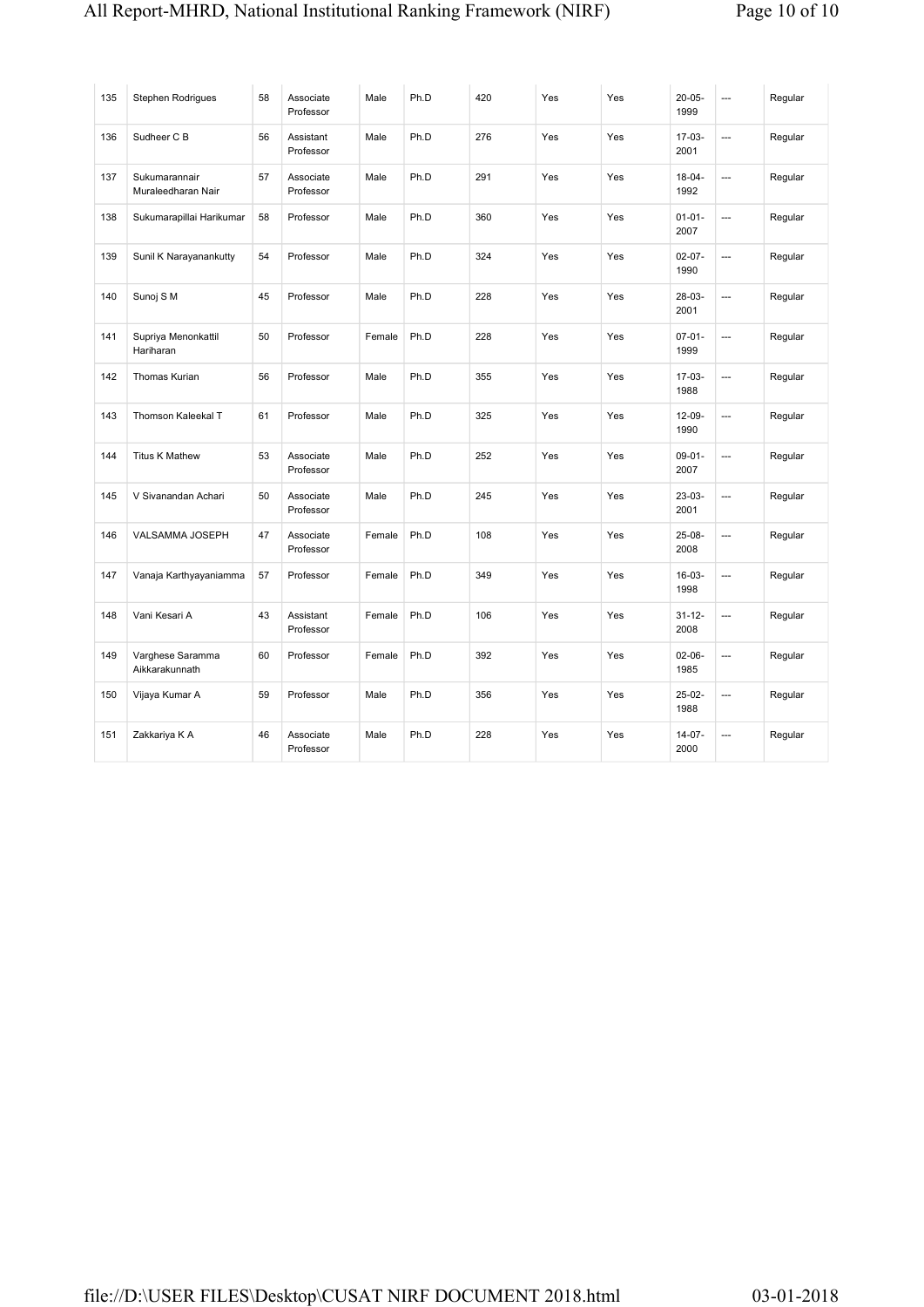| | | | | | | | | | | | |
|---|---|---|---|---|---|---|---|---|---|---|---|
| 135 | Stephen Rodrigues | 58 | Associate Professor | Male | Ph.D | 420 | Yes | Yes | 20-05-1999 | --- | Regular |
| 136 | Sudheer C B | 56 | Assistant Professor | Male | Ph.D | 276 | Yes | Yes | 17-03-2001 | --- | Regular |
| 137 | Sukumarannair Muraleedharan Nair | 57 | Associate Professor | Male | Ph.D | 291 | Yes | Yes | 18-04-1992 | --- | Regular |
| 138 | Sukumarapillai Harikumar | 58 | Professor | Male | Ph.D | 360 | Yes | Yes | 01-01-2007 | --- | Regular |
| 139 | Sunil K Narayanankutty | 54 | Professor | Male | Ph.D | 324 | Yes | Yes | 02-07-1990 | --- | Regular |
| 140 | Sunoj S M | 45 | Professor | Male | Ph.D | 228 | Yes | Yes | 28-03-2001 | --- | Regular |
| 141 | Supriya Menonkattil Hariharan | 50 | Professor | Female | Ph.D | 228 | Yes | Yes | 07-01-1999 | --- | Regular |
| 142 | Thomas Kurian | 56 | Professor | Male | Ph.D | 355 | Yes | Yes | 17-03-1988 | --- | Regular |
| 143 | Thomson Kaleekal T | 61 | Professor | Male | Ph.D | 325 | Yes | Yes | 12-09-1990 | --- | Regular |
| 144 | Titus K Mathew | 53 | Associate Professor | Male | Ph.D | 252 | Yes | Yes | 09-01-2007 | --- | Regular |
| 145 | V Sivanandan Achari | 50 | Associate Professor | Male | Ph.D | 245 | Yes | Yes | 23-03-2001 | --- | Regular |
| 146 | VALSAMMA JOSEPH | 47 | Associate Professor | Female | Ph.D | 108 | Yes | Yes | 25-08-2008 | --- | Regular |
| 147 | Vanaja Karthyayaniamma | 57 | Professor | Female | Ph.D | 349 | Yes | Yes | 16-03-1998 | --- | Regular |
| 148 | Vani Kesari A | 43 | Assistant Professor | Female | Ph.D | 106 | Yes | Yes | 31-12-2008 | --- | Regular |
| 149 | Varghese Saramma Aikkarakunnath | 60 | Professor | Female | Ph.D | 392 | Yes | Yes | 02-06-1985 | --- | Regular |
| 150 | Vijaya Kumar A | 59 | Professor | Male | Ph.D | 356 | Yes | Yes | 25-02-1988 | --- | Regular |
| 151 | Zakkariya K A | 46 | Associate Professor | Male | Ph.D | 228 | Yes | Yes | 14-07-2000 | --- | Regular |